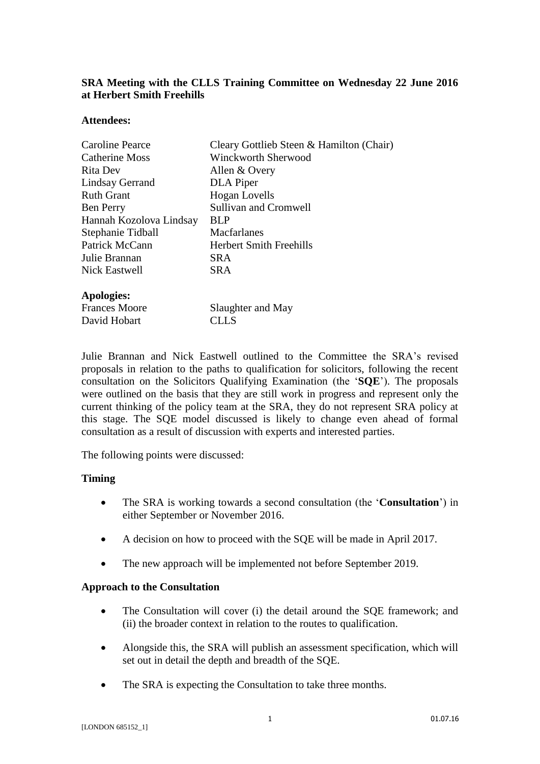**SRA Meeting with the CLLS Training Committee on Wednesday 22 June 2016 at Herbert Smith Freehills**

**Attendees:**

| | |
|---|---|
| Caroline Pearce | Cleary Gottlieb Steen & Hamilton (Chair) |
| Catherine Moss | Winckworth Sherwood |
| Rita Dev | Allen & Overy |
| Lindsay Gerrand | DLA Piper |
| Ruth Grant | Hogan Lovells |
| Ben Perry | Sullivan and Cromwell |
| Hannah Kozolova Lindsay | BLP |
| Stephanie Tidball | Macfarlanes |
| Patrick McCann | Herbert Smith Freehills |
| Julie Brannan | SRA |
| Nick Eastwell | SRA |

**Apologies:**

| | |
|---|---|
| Frances Moore | Slaughter and May |
| David Hobart | CLLS |

Julie Brannan and Nick Eastwell outlined to the Committee the SRA's revised proposals in relation to the paths to qualification for solicitors, following the recent consultation on the Solicitors Qualifying Examination (the '**SQE**'). The proposals were outlined on the basis that they are still work in progress and represent only the current thinking of the policy team at the SRA, they do not represent SRA policy at this stage. The SQE model discussed is likely to change even ahead of formal consultation as a result of discussion with experts and interested parties.

The following points were discussed:

**Timing**

- The SRA is working towards a second consultation (the '**Consultation**') in either September or November 2016.
- A decision on how to proceed with the SQE will be made in April 2017.
- The new approach will be implemented not before September 2019.

**Approach to the Consultation**

- The Consultation will cover (i) the detail around the SQE framework; and (ii) the broader context in relation to the routes to qualification.
- Alongside this, the SRA will publish an assessment specification, which will set out in detail the depth and breadth of the SQE.
- The SRA is expecting the Consultation to take three months.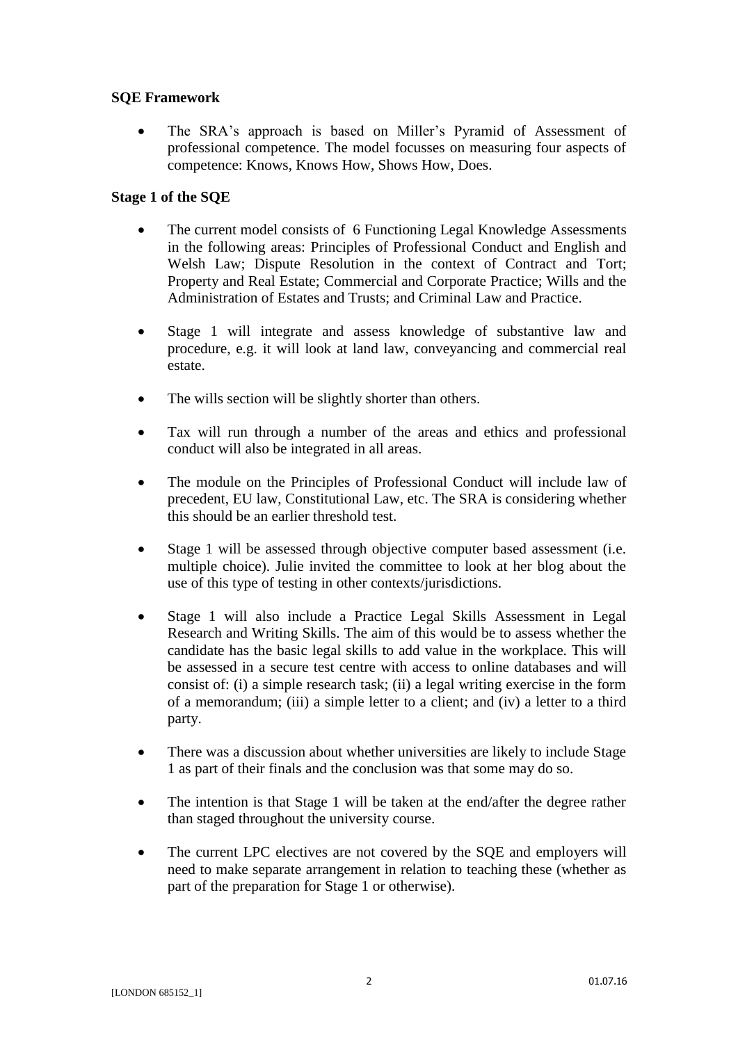**SQE Framework**

- The SRA's approach is based on Miller's Pyramid of Assessment of professional competence. The model focusses on measuring four aspects of competence: Knows, Knows How, Shows How, Does.

**Stage 1 of the SQE**

- The current model consists of 6 Functioning Legal Knowledge Assessments in the following areas: Principles of Professional Conduct and English and Welsh Law; Dispute Resolution in the context of Contract and Tort; Property and Real Estate; Commercial and Corporate Practice; Wills and the Administration of Estates and Trusts; and Criminal Law and Practice.

- Stage 1 will integrate and assess knowledge of substantive law and procedure, e.g. it will look at land law, conveyancing and commercial real estate.

- The wills section will be slightly shorter than others.

- Tax will run through a number of the areas and ethics and professional conduct will also be integrated in all areas.

- The module on the Principles of Professional Conduct will include law of precedent, EU law, Constitutional Law, etc. The SRA is considering whether this should be an earlier threshold test.

- Stage 1 will be assessed through objective computer based assessment (i.e. multiple choice). Julie invited the committee to look at her blog about the use of this type of testing in other contexts/jurisdictions.

- Stage 1 will also include a Practice Legal Skills Assessment in Legal Research and Writing Skills. The aim of this would be to assess whether the candidate has the basic legal skills to add value in the workplace. This will be assessed in a secure test centre with access to online databases and will consist of: (i) a simple research task; (ii) a legal writing exercise in the form of a memorandum; (iii) a simple letter to a client; and (iv) a letter to a third party.

- There was a discussion about whether universities are likely to include Stage 1 as part of their finals and the conclusion was that some may do so.

- The intention is that Stage 1 will be taken at the end/after the degree rather than staged throughout the university course.

- The current LPC electives are not covered by the SQE and employers will need to make separate arrangement in relation to teaching these (whether as part of the preparation for Stage 1 or otherwise).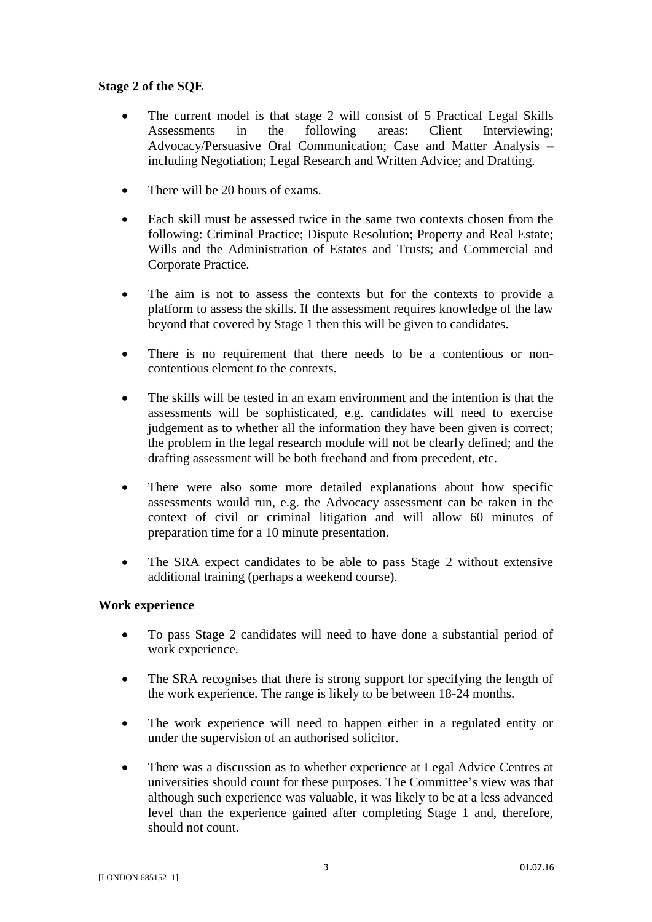**Stage 2 of the SQE**

- The current model is that stage 2 will consist of 5 Practical Legal Skills Assessments in the following areas: Client Interviewing; Advocacy/Persuasive Oral Communication; Case and Matter Analysis – including Negotiation; Legal Research and Written Advice; and Drafting.
- There will be 20 hours of exams.
- Each skill must be assessed twice in the same two contexts chosen from the following: Criminal Practice; Dispute Resolution; Property and Real Estate; Wills and the Administration of Estates and Trusts; and Commercial and Corporate Practice.
- The aim is not to assess the contexts but for the contexts to provide a platform to assess the skills. If the assessment requires knowledge of the law beyond that covered by Stage 1 then this will be given to candidates.
- There is no requirement that there needs to be a contentious or non-contentious element to the contexts.
- The skills will be tested in an exam environment and the intention is that the assessments will be sophisticated, e.g. candidates will need to exercise judgement as to whether all the information they have been given is correct; the problem in the legal research module will not be clearly defined; and the drafting assessment will be both freehand and from precedent, etc.
- There were also some more detailed explanations about how specific assessments would run, e.g. the Advocacy assessment can be taken in the context of civil or criminal litigation and will allow 60 minutes of preparation time for a 10 minute presentation.
- The SRA expect candidates to be able to pass Stage 2 without extensive additional training (perhaps a weekend course).

**Work experience**

- To pass Stage 2 candidates will need to have done a substantial period of work experience.
- The SRA recognises that there is strong support for specifying the length of the work experience. The range is likely to be between 18-24 months.
- The work experience will need to happen either in a regulated entity or under the supervision of an authorised solicitor.
- There was a discussion as to whether experience at Legal Advice Centres at universities should count for these purposes. The Committee's view was that although such experience was valuable, it was likely to be at a less advanced level than the experience gained after completing Stage 1 and, therefore, should not count.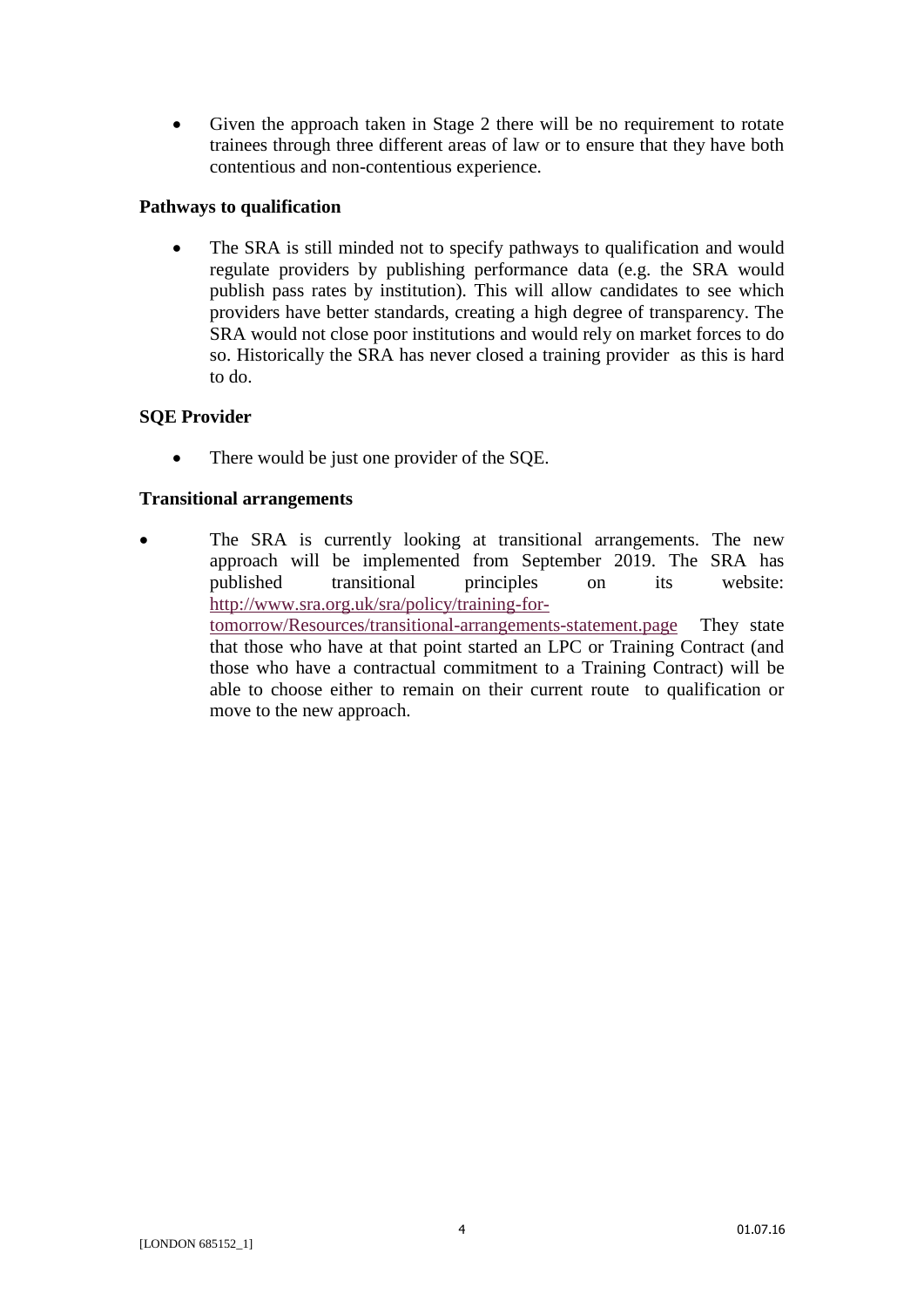- Given the approach taken in Stage 2 there will be no requirement to rotate trainees through three different areas of law or to ensure that they have both contentious and non-contentious experience.

**Pathways to qualification**

- The SRA is still minded not to specify pathways to qualification and would regulate providers by publishing performance data (e.g. the SRA would publish pass rates by institution). This will allow candidates to see which providers have better standards, creating a high degree of transparency. The SRA would not close poor institutions and would rely on market forces to do so. Historically the SRA has never closed a training provider as this is hard to do.

**SQE Provider**

- There would be just one provider of the SQE.

**Transitional arrangements**

- The SRA is currently looking at transitional arrangements. The new approach will be implemented from September 2019. The SRA has published transitional principles on its website: http://www.sra.org.uk/sra/policy/training-for-tomorrow/Resources/transitional-arrangements-statement.page They state that those who have at that point started an LPC or Training Contract (and those who have a contractual commitment to a Training Contract) will be able to choose either to remain on their current route to qualification or move to the new approach.